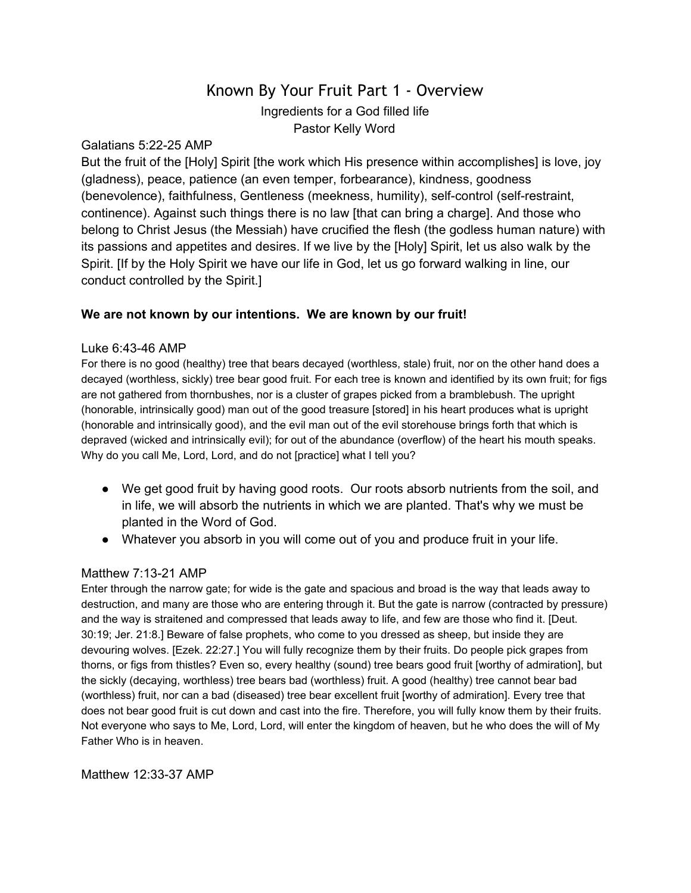# Known By Your Fruit Part 1 - Overview

Ingredients for a God filled life

Pastor Kelly Word

Galatians 5:22-25 AMP

But the fruit of the [Holy] Spirit [the work which His presence within accomplishes] is love, joy (gladness), peace, patience (an even temper, forbearance), kindness, goodness (benevolence), faithfulness, Gentleness (meekness, humility), self-control (self-restraint, continence). Against such things there is no law [that can bring a charge]. And those who belong to Christ Jesus (the Messiah) have crucified the flesh (the godless human nature) with its passions and appetites and desires. If we live by the [Holy] Spirit, let us also walk by the Spirit. [If by the Holy Spirit we have our life in God, let us go forward walking in line, our conduct controlled by the Spirit.]

**We are not known by our intentions. We are known by our fruit!**

Luke 6:43-46 AMP

For there is no good (healthy) tree that bears decayed (worthless, stale) fruit, nor on the other hand does a decayed (worthless, sickly) tree bear good fruit. For each tree is known and identified by its own fruit; for figs are not gathered from thornbushes, nor is a cluster of grapes picked from a bramblebush. The upright (honorable, intrinsically good) man out of the good treasure [stored] in his heart produces what is upright (honorable and intrinsically good), and the evil man out of the evil storehouse brings forth that which is depraved (wicked and intrinsically evil); for out of the abundance (overflow) of the heart his mouth speaks. Why do you call Me, Lord, Lord, and do not [practice] what I tell you?

- We get good fruit by having good roots. Our roots absorb nutrients from the soil, and in life, we will absorb the nutrients in which we are planted. That's why we must be planted in the Word of God.
- Whatever you absorb in you will come out of you and produce fruit in your life.

Matthew 7:13-21 AMP

Enter through the narrow gate; for wide is the gate and spacious and broad is the way that leads away to destruction, and many are those who are entering through it. But the gate is narrow (contracted by pressure) and the way is straitened and compressed that leads away to life, and few are those who find it. [Deut. 30:19; Jer. 21:8.] Beware of false prophets, who come to you dressed as sheep, but inside they are devouring wolves. [Ezek. 22:27.] You will fully recognize them by their fruits. Do people pick grapes from thorns, or figs from thistles? Even so, every healthy (sound) tree bears good fruit [worthy of admiration], but the sickly (decaying, worthless) tree bears bad (worthless) fruit. A good (healthy) tree cannot bear bad (worthless) fruit, nor can a bad (diseased) tree bear excellent fruit [worthy of admiration]. Every tree that does not bear good fruit is cut down and cast into the fire. Therefore, you will fully know them by their fruits. Not everyone who says to Me, Lord, Lord, will enter the kingdom of heaven, but he who does the will of My Father Who is in heaven.

Matthew 12:33-37 AMP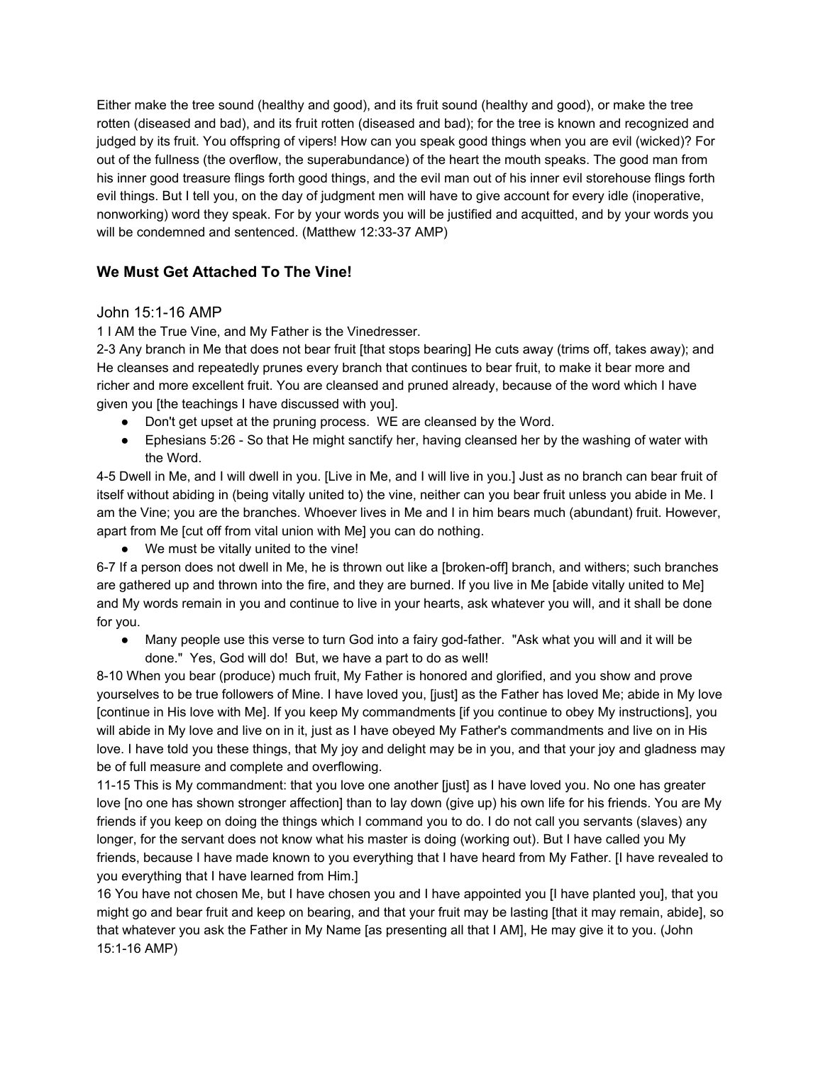Either make the tree sound (healthy and good), and its fruit sound (healthy and good), or make the tree rotten (diseased and bad), and its fruit rotten (diseased and bad); for the tree is known and recognized and judged by its fruit. You offspring of vipers! How can you speak good things when you are evil (wicked)? For out of the fullness (the overflow, the superabundance) of the heart the mouth speaks. The good man from his inner good treasure flings forth good things, and the evil man out of his inner evil storehouse flings forth evil things. But I tell you, on the day of judgment men will have to give account for every idle (inoperative, nonworking) word they speak. For by your words you will be justified and acquitted, and by your words you will be condemned and sentenced. (Matthew 12:33-37 AMP)

## We Must Get Attached To The Vine!

### John 15:1-16 AMP

1 I AM the True Vine, and My Father is the Vinedresser.

2-3 Any branch in Me that does not bear fruit [that stops bearing] He cuts away (trims off, takes away); and He cleanses and repeatedly prunes every branch that continues to bear fruit, to make it bear more and richer and more excellent fruit. You are cleansed and pruned already, because of the word which I have given you [the teachings I have discussed with you].

- Don't get upset at the pruning process. WE are cleansed by the Word.
- Ephesians 5:26 - So that He might sanctify her, having cleansed her by the washing of water with the Word.

4-5 Dwell in Me, and I will dwell in you. [Live in Me, and I will live in you.] Just as no branch can bear fruit of itself without abiding in (being vitally united to) the vine, neither can you bear fruit unless you abide in Me. I am the Vine; you are the branches. Whoever lives in Me and I in him bears much (abundant) fruit. However, apart from Me [cut off from vital union with Me] you can do nothing.

- We must be vitally united to the vine!

6-7 If a person does not dwell in Me, he is thrown out like a [broken-off] branch, and withers; such branches are gathered up and thrown into the fire, and they are burned. If you live in Me [abide vitally united to Me] and My words remain in you and continue to live in your hearts, ask whatever you will, and it shall be done for you.

- Many people use this verse to turn God into a fairy god-father. "Ask what you will and it will be done." Yes, God will do! But, we have a part to do as well!

8-10 When you bear (produce) much fruit, My Father is honored and glorified, and you show and prove yourselves to be true followers of Mine. I have loved you, [just] as the Father has loved Me; abide in My love [continue in His love with Me]. If you keep My commandments [if you continue to obey My instructions], you will abide in My love and live on in it, just as I have obeyed My Father's commandments and live on in His love. I have told you these things, that My joy and delight may be in you, and that your joy and gladness may be of full measure and complete and overflowing.

11-15 This is My commandment: that you love one another [just] as I have loved you. No one has greater love [no one has shown stronger affection] than to lay down (give up) his own life for his friends. You are My friends if you keep on doing the things which I command you to do. I do not call you servants (slaves) any longer, for the servant does not know what his master is doing (working out). But I have called you My friends, because I have made known to you everything that I have heard from My Father. [I have revealed to you everything that I have learned from Him.]

16 You have not chosen Me, but I have chosen you and I have appointed you [I have planted you], that you might go and bear fruit and keep on bearing, and that your fruit may be lasting [that it may remain, abide], so that whatever you ask the Father in My Name [as presenting all that I AM], He may give it to you. (John 15:1-16 AMP)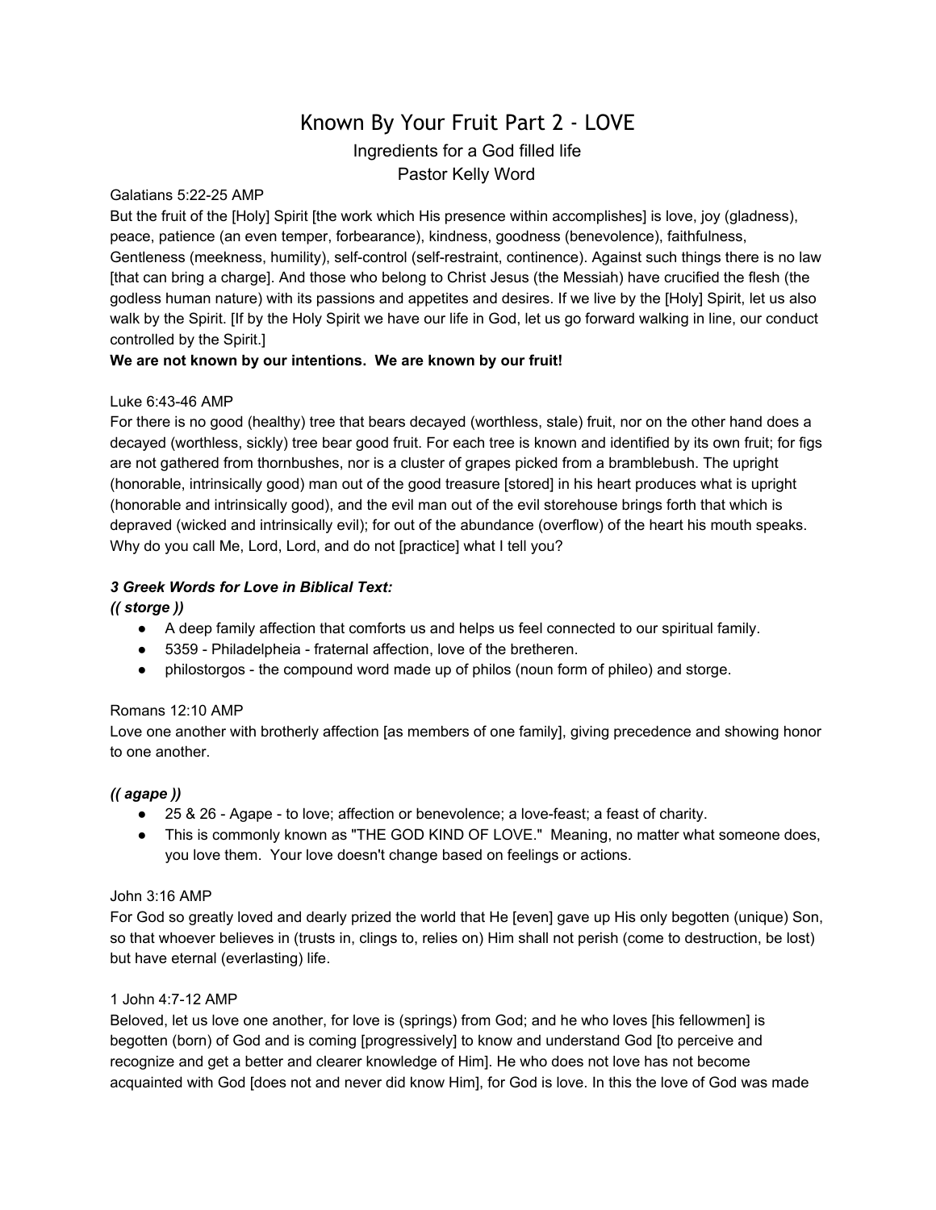# Known By Your Fruit Part 2 - LOVE

Ingredients for a God filled life

Pastor Kelly Word

Galatians 5:22-25 AMP

But the fruit of the [Holy] Spirit [the work which His presence within accomplishes] is love, joy (gladness), peace, patience (an even temper, forbearance), kindness, goodness (benevolence), faithfulness, Gentleness (meekness, humility), self-control (self-restraint, continence). Against such things there is no law [that can bring a charge]. And those who belong to Christ Jesus (the Messiah) have crucified the flesh (the godless human nature) with its passions and appetites and desires. If we live by the [Holy] Spirit, let us also walk by the Spirit. [If by the Holy Spirit we have our life in God, let us go forward walking in line, our conduct controlled by the Spirit.]

**We are not known by our intentions. We are known by our fruit!**

Luke 6:43-46 AMP

For there is no good (healthy) tree that bears decayed (worthless, stale) fruit, nor on the other hand does a decayed (worthless, sickly) tree bear good fruit. For each tree is known and identified by its own fruit; for figs are not gathered from thornbushes, nor is a cluster of grapes picked from a bramblebush. The upright (honorable, intrinsically good) man out of the good treasure [stored] in his heart produces what is upright (honorable and intrinsically good), and the evil man out of the evil storehouse brings forth that which is depraved (wicked and intrinsically evil); for out of the abundance (overflow) of the heart his mouth speaks. Why do you call Me, Lord, Lord, and do not [practice] what I tell you?

***3 Greek Words for Love in Biblical Text:***

***(( storge ))***

- A deep family affection that comforts us and helps us feel connected to our spiritual family.
- 5359 - Philadelpheia - fraternal affection, love of the bretheren.
- philostorgos - the compound word made up of philos (noun form of phileo) and storge.

Romans 12:10 AMP

Love one another with brotherly affection [as members of one family], giving precedence and showing honor to one another.

***(( agape ))***

- 25 & 26 - Agape - to love; affection or benevolence; a love-feast; a feast of charity.
- This is commonly known as "THE GOD KIND OF LOVE." Meaning, no matter what someone does, you love them. Your love doesn't change based on feelings or actions.

John 3:16 AMP

For God so greatly loved and dearly prized the world that He [even] gave up His only begotten (unique) Son, so that whoever believes in (trusts in, clings to, relies on) Him shall not perish (come to destruction, be lost) but have eternal (everlasting) life.

1 John 4:7-12 AMP

Beloved, let us love one another, for love is (springs) from God; and he who loves [his fellowmen] is begotten (born) of God and is coming [progressively] to know and understand God [to perceive and recognize and get a better and clearer knowledge of Him]. He who does not love has not become acquainted with God [does not and never did know Him], for God is love. In this the love of God was made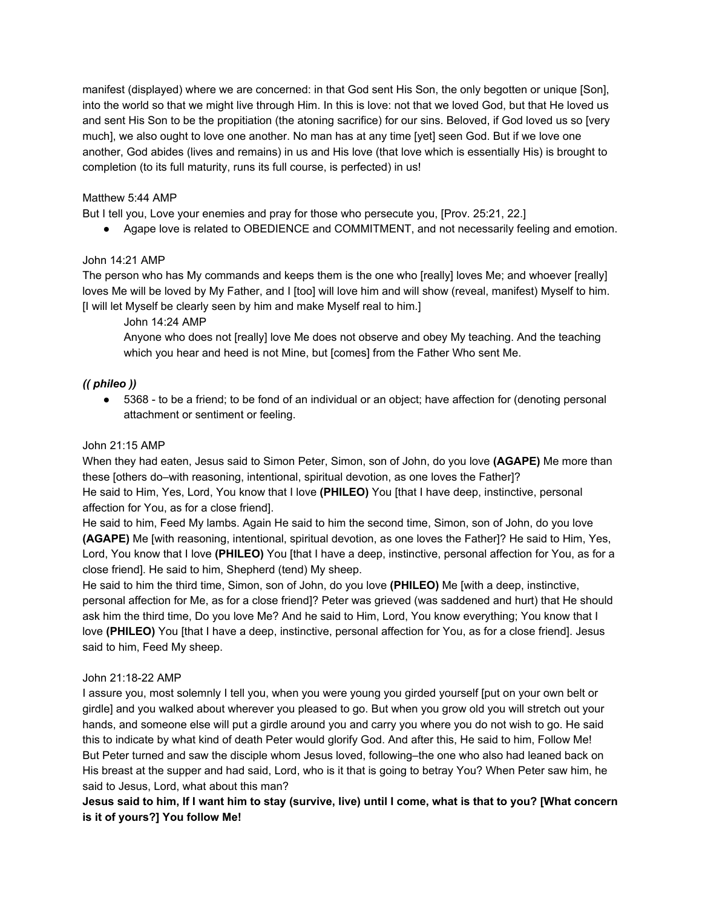manifest (displayed) where we are concerned: in that God sent His Son, the only begotten or unique [Son], into the world so that we might live through Him. In this is love: not that we loved God, but that He loved us and sent His Son to be the propitiation (the atoning sacrifice) for our sins. Beloved, if God loved us so [very much], we also ought to love one another. No man has at any time [yet] seen God. But if we love one another, God abides (lives and remains) in us and His love (that love which is essentially His) is brought to completion (to its full maturity, runs its full course, is perfected) in us!

Matthew 5:44 AMP
But I tell you, Love your enemies and pray for those who persecute you, [Prov. 25:21, 22.]

- Agape love is related to OBEDIENCE and COMMITMENT, and not necessarily feeling and emotion.

John 14:21 AMP
The person who has My commands and keeps them is the one who [really] loves Me; and whoever [really] loves Me will be loved by My Father, and I [too] will love him and will show (reveal, manifest) Myself to him. [I will let Myself be clearly seen by him and make Myself real to him.]

> John 14:24 AMP
> Anyone who does not [really] love Me does not observe and obey My teaching. And the teaching which you hear and heed is not Mine, but [comes] from the Father Who sent Me.

***(( phileo ))***

- 5368 - to be a friend; to be fond of an individual or an object; have affection for (denoting personal attachment or sentiment or feeling.

John 21:15 AMP
When they had eaten, Jesus said to Simon Peter, Simon, son of John, do you love **(AGAPE)** Me more than these [others do–with reasoning, intentional, spiritual devotion, as one loves the Father]?
He said to Him, Yes, Lord, You know that I love **(PHILEO)** You [that I have deep, instinctive, personal affection for You, as for a close friend].
He said to him, Feed My lambs. Again He said to him the second time, Simon, son of John, do you love **(AGAPE)** Me [with reasoning, intentional, spiritual devotion, as one loves the Father]? He said to Him, Yes, Lord, You know that I love **(PHILEO)** You [that I have a deep, instinctive, personal affection for You, as for a close friend]. He said to him, Shepherd (tend) My sheep.
He said to him the third time, Simon, son of John, do you love **(PHILEO)** Me [with a deep, instinctive, personal affection for Me, as for a close friend]? Peter was grieved (was saddened and hurt) that He should ask him the third time, Do you love Me? And he said to Him, Lord, You know everything; You know that I love **(PHILEO)** You [that I have a deep, instinctive, personal affection for You, as for a close friend]. Jesus said to him, Feed My sheep.

John 21:18-22 AMP
I assure you, most solemnly I tell you, when you were young you girded yourself [put on your own belt or girdle] and you walked about wherever you pleased to go. But when you grow old you will stretch out your hands, and someone else will put a girdle around you and carry you where you do not wish to go. He said this to indicate by what kind of death Peter would glorify God. And after this, He said to him, Follow Me!
But Peter turned and saw the disciple whom Jesus loved, following–the one who also had leaned back on His breast at the supper and had said, Lord, who is it that is going to betray You? When Peter saw him, he said to Jesus, Lord, what about this man?
**Jesus said to him, If I want him to stay (survive, live) until I come, what is that to you? [What concern is it of yours?] You follow Me!**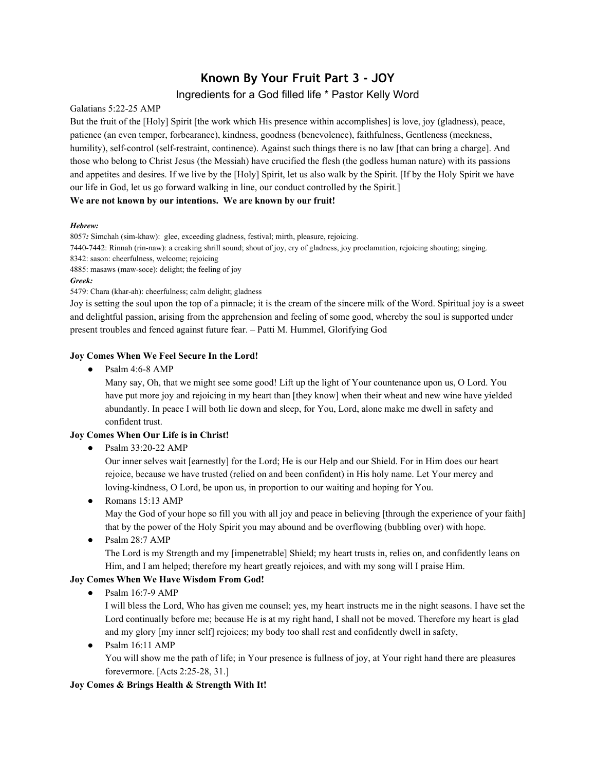# Known By Your Fruit Part 3 - JOY

Ingredients for a God filled life * Pastor Kelly Word

Galatians 5:22-25 AMP

But the fruit of the [Holy] Spirit [the work which His presence within accomplishes] is love, joy (gladness), peace, patience (an even temper, forbearance), kindness, goodness (benevolence), faithfulness, Gentleness (meekness, humility), self-control (self-restraint, continence). Against such things there is no law [that can bring a charge]. And those who belong to Christ Jesus (the Messiah) have crucified the flesh (the godless human nature) with its passions and appetites and desires. If we live by the [Holy] Spirit, let us also walk by the Spirit. [If by the Holy Spirit we have our life in God, let us go forward walking in line, our conduct controlled by the Spirit.]

**We are not known by our intentions. We are known by our fruit!**

***Hebrew:***

8057***:*** Simchah (sim-khaw): glee, exceeding gladness, festival; mirth, pleasure, rejoicing.

7440-7442: Rinnah (rin-naw): a creaking shrill sound; shout of joy, cry of gladness, joy proclamation, rejoicing shouting; singing.

8342: sason: cheerfulness, welcome; rejoicing

4885: masaws (maw-soce): delight; the feeling of joy

***Greek:***

5479: Chara (khar-ah): cheerfulness; calm delight; gladness

Joy is setting the soul upon the top of a pinnacle; it is the cream of the sincere milk of the Word. Spiritual joy is a sweet and delightful passion, arising from the apprehension and feeling of some good, whereby the soul is supported under present troubles and fenced against future fear. – Patti M. Hummel, Glorifying God

**Joy Comes When We Feel Secure In the Lord!**

- Psalm 4:6-8 AMP
  Many say, Oh, that we might see some good! Lift up the light of Your countenance upon us, O Lord. You have put more joy and rejoicing in my heart than [they know] when their wheat and new wine have yielded abundantly. In peace I will both lie down and sleep, for You, Lord, alone make me dwell in safety and confident trust.

**Joy Comes When Our Life is in Christ!**

- Psalm 33:20-22 AMP
  Our inner selves wait [earnestly] for the Lord; He is our Help and our Shield. For in Him does our heart rejoice, because we have trusted (relied on and been confident) in His holy name. Let Your mercy and loving-kindness, O Lord, be upon us, in proportion to our waiting and hoping for You.
- Romans 15:13 AMP
  May the God of your hope so fill you with all joy and peace in believing [through the experience of your faith] that by the power of the Holy Spirit you may abound and be overflowing (bubbling over) with hope.
- Psalm 28:7 AMP
  The Lord is my Strength and my [impenetrable] Shield; my heart trusts in, relies on, and confidently leans on Him, and I am helped; therefore my heart greatly rejoices, and with my song will I praise Him.

**Joy Comes When We Have Wisdom From God!**

- Psalm 16:7-9 AMP
  I will bless the Lord, Who has given me counsel; yes, my heart instructs me in the night seasons. I have set the Lord continually before me; because He is at my right hand, I shall not be moved. Therefore my heart is glad and my glory [my inner self] rejoices; my body too shall rest and confidently dwell in safety,
- Psalm 16:11 AMP
  You will show me the path of life; in Your presence is fullness of joy, at Your right hand there are pleasures forevermore. [Acts 2:25-28, 31.]

**Joy Comes & Brings Health & Strength With It!**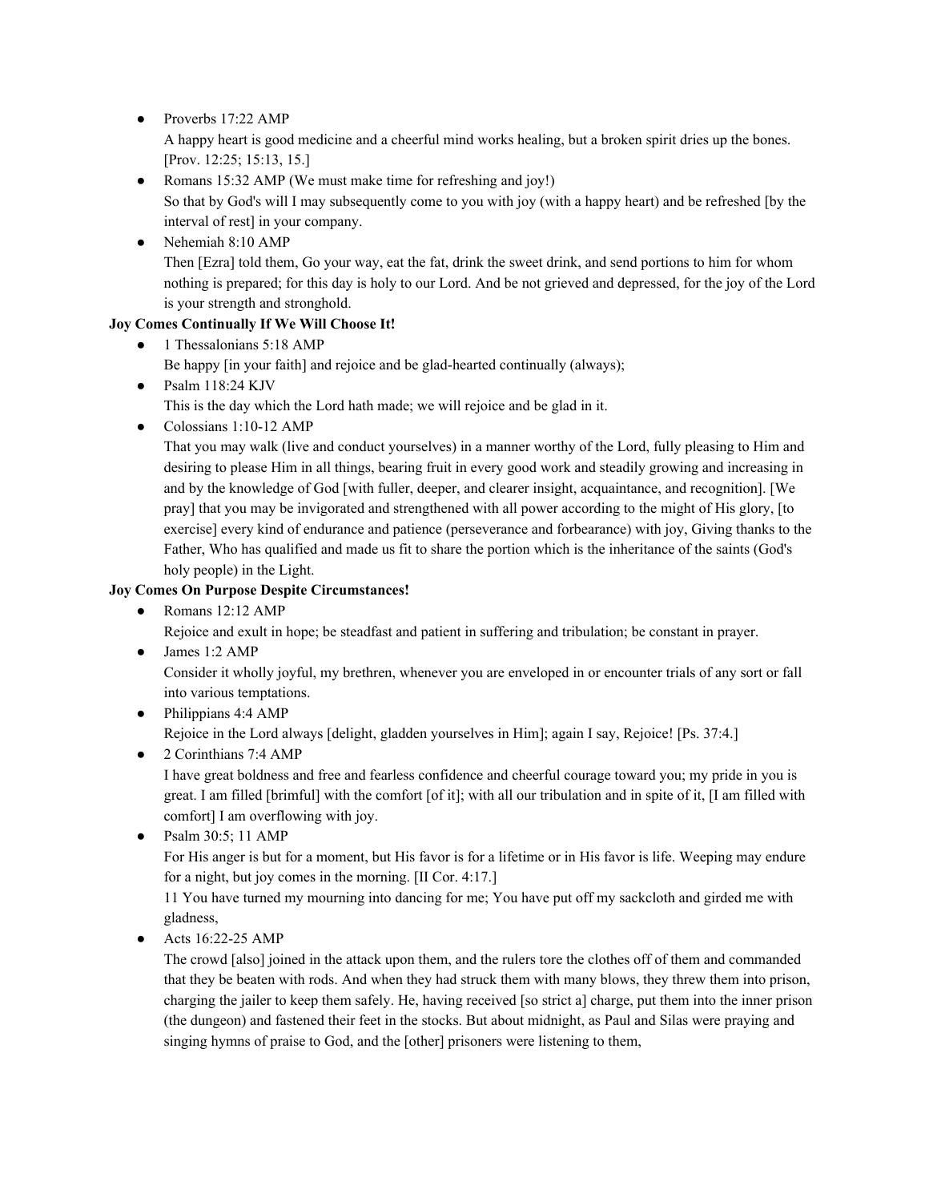- Proverbs 17:22 AMP
  A happy heart is good medicine and a cheerful mind works healing, but a broken spirit dries up the bones. [Prov. 12:25; 15:13, 15.]
- Romans 15:32 AMP (We must make time for refreshing and joy!)
  So that by God's will I may subsequently come to you with joy (with a happy heart) and be refreshed [by the interval of rest] in your company.
- Nehemiah 8:10 AMP
  Then [Ezra] told them, Go your way, eat the fat, drink the sweet drink, and send portions to him for whom nothing is prepared; for this day is holy to our Lord. And be not grieved and depressed, for the joy of the Lord is your strength and stronghold.

**Joy Comes Continually If We Will Choose It!**

- 1 Thessalonians 5:18 AMP
  Be happy [in your faith] and rejoice and be glad-hearted continually (always);
- Psalm 118:24 KJV
  This is the day which the Lord hath made; we will rejoice and be glad in it.
- Colossians 1:10-12 AMP
  That you may walk (live and conduct yourselves) in a manner worthy of the Lord, fully pleasing to Him and desiring to please Him in all things, bearing fruit in every good work and steadily growing and increasing in and by the knowledge of God [with fuller, deeper, and clearer insight, acquaintance, and recognition]. [We pray] that you may be invigorated and strengthened with all power according to the might of His glory, [to exercise] every kind of endurance and patience (perseverance and forbearance) with joy, Giving thanks to the Father, Who has qualified and made us fit to share the portion which is the inheritance of the saints (God's holy people) in the Light.

**Joy Comes On Purpose Despite Circumstances!**

- Romans 12:12 AMP
  Rejoice and exult in hope; be steadfast and patient in suffering and tribulation; be constant in prayer.
- James 1:2 AMP
  Consider it wholly joyful, my brethren, whenever you are enveloped in or encounter trials of any sort or fall into various temptations.
- Philippians 4:4 AMP
  Rejoice in the Lord always [delight, gladden yourselves in Him]; again I say, Rejoice! [Ps. 37:4.]
- 2 Corinthians 7:4 AMP
  I have great boldness and free and fearless confidence and cheerful courage toward you; my pride in you is great. I am filled [brimful] with the comfort [of it]; with all our tribulation and in spite of it, [I am filled with comfort] I am overflowing with joy.
- Psalm 30:5; 11 AMP
  For His anger is but for a moment, but His favor is for a lifetime or in His favor is life. Weeping may endure for a night, but joy comes in the morning. [II Cor. 4:17.]
  11 You have turned my mourning into dancing for me; You have put off my sackcloth and girded me with gladness,
- Acts 16:22-25 AMP
  The crowd [also] joined in the attack upon them, and the rulers tore the clothes off of them and commanded that they be beaten with rods. And when they had struck them with many blows, they threw them into prison, charging the jailer to keep them safely. He, having received [so strict a] charge, put them into the inner prison (the dungeon) and fastened their feet in the stocks. But about midnight, as Paul and Silas were praying and singing hymns of praise to God, and the [other] prisoners were listening to them,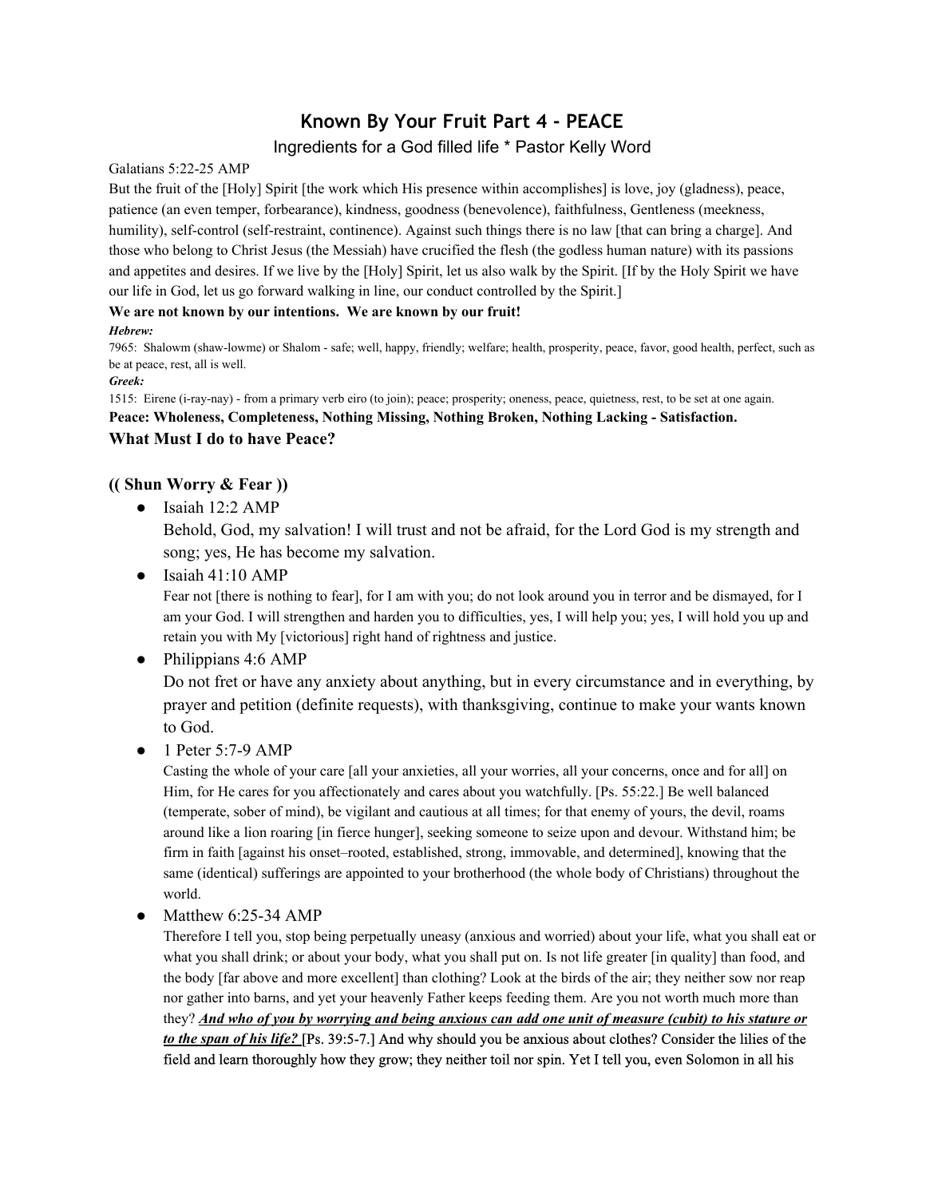# Known By Your Fruit Part 4 - PEACE

Ingredients for a God filled life * Pastor Kelly Word

Galatians 5:22-25 AMP

But the fruit of the [Holy] Spirit [the work which His presence within accomplishes] is love, joy (gladness), peace, patience (an even temper, forbearance), kindness, goodness (benevolence), faithfulness, Gentleness (meekness, humility), self-control (self-restraint, continence). Against such things there is no law [that can bring a charge]. And those who belong to Christ Jesus (the Messiah) have crucified the flesh (the godless human nature) with its passions and appetites and desires. If we live by the [Holy] Spirit, let us also walk by the Spirit. [If by the Holy Spirit we have our life in God, let us go forward walking in line, our conduct controlled by the Spirit.]

**We are not known by our intentions. We are known by our fruit!**

***Hebrew:***

7965: Shalowm (shaw-lowme) or Shalom - safe; well, happy, friendly; welfare; health, prosperity, peace, favor, good health, perfect, such as be at peace, rest, all is well.

***Greek:***

1515: Eirene (i-ray-nay) - from a primary verb eiro (to join); peace; prosperity; oneness, peace, quietness, rest, to be set at one again.

**Peace: Wholeness, Completeness, Nothing Missing, Nothing Broken, Nothing Lacking - Satisfaction.**

**What Must I do to have Peace?**

**(( Shun Worry & Fear ))**

- Isaiah 12:2 AMP
  Behold, God, my salvation! I will trust and not be afraid, for the Lord God is my strength and song; yes, He has become my salvation.
- Isaiah 41:10 AMP
  Fear not [there is nothing to fear], for I am with you; do not look around you in terror and be dismayed, for I am your God. I will strengthen and harden you to difficulties, yes, I will help you; yes, I will hold you up and retain you with My [victorious] right hand of rightness and justice.
- Philippians 4:6 AMP
  Do not fret or have any anxiety about anything, but in every circumstance and in everything, by prayer and petition (definite requests), with thanksgiving, continue to make your wants known to God.
- 1 Peter 5:7-9 AMP
  Casting the whole of your care [all your anxieties, all your worries, all your concerns, once and for all] on Him, for He cares for you affectionately and cares about you watchfully. [Ps. 55:22.] Be well balanced (temperate, sober of mind), be vigilant and cautious at all times; for that enemy of yours, the devil, roams around like a lion roaring [in fierce hunger], seeking someone to seize upon and devour. Withstand him; be firm in faith [against his onset–rooted, established, strong, immovable, and determined], knowing that the same (identical) sufferings are appointed to your brotherhood (the whole body of Christians) throughout the world.
- Matthew 6:25-34 AMP
  Therefore I tell you, stop being perpetually uneasy (anxious and worried) about your life, what you shall eat or what you shall drink; or about your body, what you shall put on. Is not life greater [in quality] than food, and the body [far above and more excellent] than clothing? Look at the birds of the air; they neither sow nor reap nor gather into barns, and yet your heavenly Father keeps feeding them. Are you not worth much more than they? ***<u>And who of you by worrying and being anxious can add one unit of measure (cubit) to his stature or to the span of his life?</u>*** [Ps. 39:5-7.] And why should you be anxious about clothes? Consider the lilies of the field and learn thoroughly how they grow; they neither toil nor spin. Yet I tell you, even Solomon in all his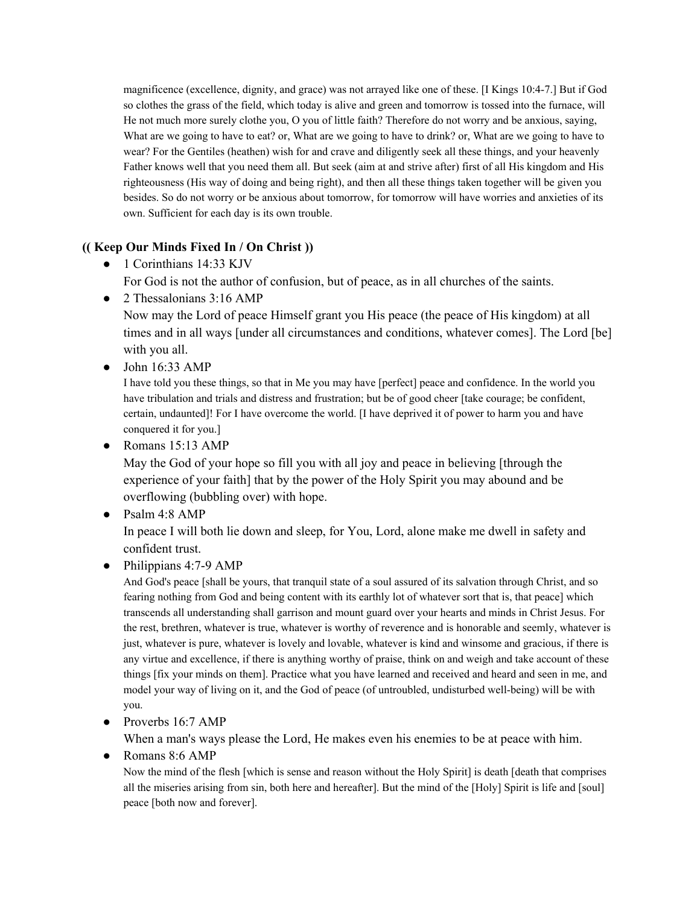magnificence (excellence, dignity, and grace) was not arrayed like one of these. [I Kings 10:4-7.] But if God so clothes the grass of the field, which today is alive and green and tomorrow is tossed into the furnace, will He not much more surely clothe you, O you of little faith? Therefore do not worry and be anxious, saying, What are we going to have to eat? or, What are we going to have to drink? or, What are we going to have to wear? For the Gentiles (heathen) wish for and crave and diligently seek all these things, and your heavenly Father knows well that you need them all. But seek (aim at and strive after) first of all His kingdom and His righteousness (His way of doing and being right), and then all these things taken together will be given you besides. So do not worry or be anxious about tomorrow, for tomorrow will have worries and anxieties of its own. Sufficient for each day is its own trouble.

**(( Keep Our Minds Fixed In / On Christ ))**

- 1 Corinthians 14:33 KJV
  For God is not the author of confusion, but of peace, as in all churches of the saints.
- 2 Thessalonians 3:16 AMP
  Now may the Lord of peace Himself grant you His peace (the peace of His kingdom) at all times and in all ways [under all circumstances and conditions, whatever comes]. The Lord [be] with you all.
- John 16:33 AMP
  I have told you these things, so that in Me you may have [perfect] peace and confidence. In the world you have tribulation and trials and distress and frustration; but be of good cheer [take courage; be confident, certain, undaunted]! For I have overcome the world. [I have deprived it of power to harm you and have conquered it for you.]
- Romans 15:13 AMP
  May the God of your hope so fill you with all joy and peace in believing [through the experience of your faith] that by the power of the Holy Spirit you may abound and be overflowing (bubbling over) with hope.
- Psalm 4:8 AMP
  In peace I will both lie down and sleep, for You, Lord, alone make me dwell in safety and confident trust.
- Philippians 4:7-9 AMP
  And God's peace [shall be yours, that tranquil state of a soul assured of its salvation through Christ, and so fearing nothing from God and being content with its earthly lot of whatever sort that is, that peace] which transcends all understanding shall garrison and mount guard over your hearts and minds in Christ Jesus. For the rest, brethren, whatever is true, whatever is worthy of reverence and is honorable and seemly, whatever is just, whatever is pure, whatever is lovely and lovable, whatever is kind and winsome and gracious, if there is any virtue and excellence, if there is anything worthy of praise, think on and weigh and take account of these things [fix your minds on them]. Practice what you have learned and received and heard and seen in me, and model your way of living on it, and the God of peace (of untroubled, undisturbed well-being) will be with you.
- Proverbs 16:7 AMP
  When a man's ways please the Lord, He makes even his enemies to be at peace with him.
- Romans 8:6 AMP
  Now the mind of the flesh [which is sense and reason without the Holy Spirit] is death [death that comprises all the miseries arising from sin, both here and hereafter]. But the mind of the [Holy] Spirit is life and [soul] peace [both now and forever].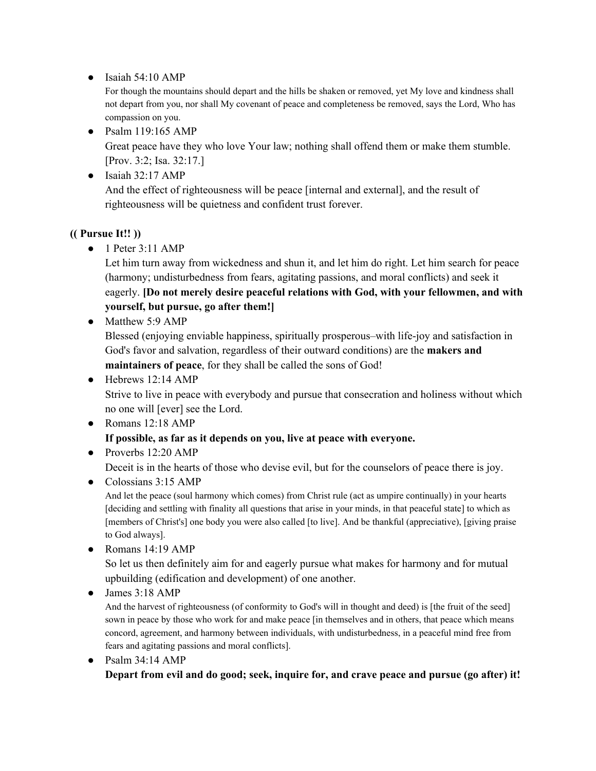- Isaiah 54:10 AMP
  For though the mountains should depart and the hills be shaken or removed, yet My love and kindness shall not depart from you, nor shall My covenant of peace and completeness be removed, says the Lord, Who has compassion on you.
- Psalm 119:165 AMP
  Great peace have they who love Your law; nothing shall offend them or make them stumble. [Prov. 3:2; Isa. 32:17.]
- Isaiah 32:17 AMP
  And the effect of righteousness will be peace [internal and external], and the result of righteousness will be quietness and confident trust forever.

**(( Pursue It!! ))**

- 1 Peter 3:11 AMP
  Let him turn away from wickedness and shun it, and let him do right. Let him search for peace (harmony; undisturbedness from fears, agitating passions, and moral conflicts) and seek it eagerly. **[Do not merely desire peaceful relations with God, with your fellowmen, and with yourself, but pursue, go after them!]**
- Matthew 5:9 AMP
  Blessed (enjoying enviable happiness, spiritually prosperous–with life-joy and satisfaction in God's favor and salvation, regardless of their outward conditions) are the **makers and maintainers of peace**, for they shall be called the sons of God!
- Hebrews 12:14 AMP
  Strive to live in peace with everybody and pursue that consecration and holiness without which no one will [ever] see the Lord.
- Romans 12:18 AMP
  **If possible, as far as it depends on you, live at peace with everyone.**
- Proverbs 12:20 AMP
  Deceit is in the hearts of those who devise evil, but for the counselors of peace there is joy.
- Colossians 3:15 AMP
  And let the peace (soul harmony which comes) from Christ rule (act as umpire continually) in your hearts [deciding and settling with finality all questions that arise in your minds, in that peaceful state] to which as [members of Christ's] one body you were also called [to live]. And be thankful (appreciative), [giving praise to God always].
- Romans 14:19 AMP
  So let us then definitely aim for and eagerly pursue what makes for harmony and for mutual upbuilding (edification and development) of one another.
- James 3:18 AMP
  And the harvest of righteousness (of conformity to God's will in thought and deed) is [the fruit of the seed] sown in peace by those who work for and make peace [in themselves and in others, that peace which means concord, agreement, and harmony between individuals, with undisturbedness, in a peaceful mind free from fears and agitating passions and moral conflicts].
- Psalm 34:14 AMP
  **Depart from evil and do good; seek, inquire for, and crave peace and pursue (go after) it!**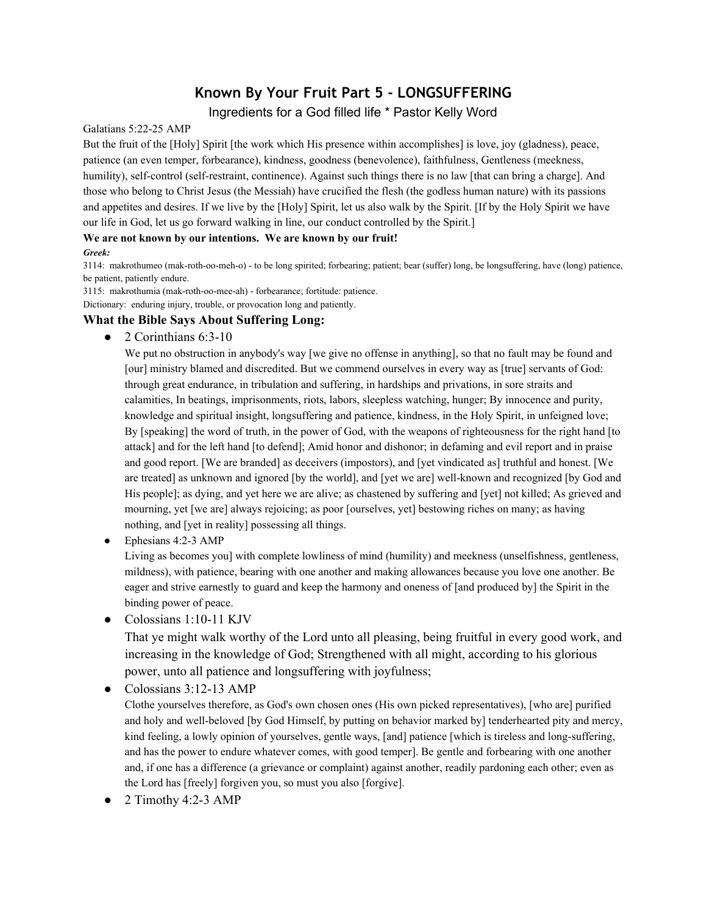# Known By Your Fruit Part 5 - LONGSUFFERING

Ingredients for a God filled life * Pastor Kelly Word

Galatians 5:22-25 AMP

But the fruit of the [Holy] Spirit [the work which His presence within accomplishes] is love, joy (gladness), peace, patience (an even temper, forbearance), kindness, goodness (benevolence), faithfulness, Gentleness (meekness, humility), self-control (self-restraint, continence). Against such things there is no law [that can bring a charge]. And those who belong to Christ Jesus (the Messiah) have crucified the flesh (the godless human nature) with its passions and appetites and desires. If we live by the [Holy] Spirit, let us also walk by the Spirit. [If by the Holy Spirit we have our life in God, let us go forward walking in line, our conduct controlled by the Spirit.]

**We are not known by our intentions. We are known by our fruit!**

***Greek:***

3114: makrothumeo (mak-roth-oo-meh-o) - to be long spirited; forbearing; patient; bear (suffer) long, be longsuffering, have (long) patience, be patient, patiently endure.

3115: makrothumia (mak-roth-oo-mee-ah) - forbearance; fortitude: patience.

Dictionary: enduring injury, trouble, or provocation long and patiently.

### What the Bible Says About Suffering Long:

- 2 Corinthians 6:3-10

  We put no obstruction in anybody's way [we give no offense in anything], so that no fault may be found and [our] ministry blamed and discredited. But we commend ourselves in every way as [true] servants of God: through great endurance, in tribulation and suffering, in hardships and privations, in sore straits and calamities, In beatings, imprisonments, riots, labors, sleepless watching, hunger; By innocence and purity, knowledge and spiritual insight, longsuffering and patience, kindness, in the Holy Spirit, in unfeigned love; By [speaking] the word of truth, in the power of God, with the weapons of righteousness for the right hand [to attack] and for the left hand [to defend]; Amid honor and dishonor; in defaming and evil report and in praise and good report. [We are branded] as deceivers (impostors), and [yet vindicated as] truthful and honest. [We are treated] as unknown and ignored [by the world], and [yet we are] well-known and recognized [by God and His people]; as dying, and yet here we are alive; as chastened by suffering and [yet] not killed; As grieved and mourning, yet [we are] always rejoicing; as poor [ourselves, yet] bestowing riches on many; as having nothing, and [yet in reality] possessing all things.

- Ephesians 4:2-3 AMP

  Living as becomes you] with complete lowliness of mind (humility) and meekness (unselfishness, gentleness, mildness), with patience, bearing with one another and making allowances because you love one another. Be eager and strive earnestly to guard and keep the harmony and oneness of [and produced by] the Spirit in the binding power of peace.

- Colossians 1:10-11 KJV

  That ye might walk worthy of the Lord unto all pleasing, being fruitful in every good work, and increasing in the knowledge of God; Strengthened with all might, according to his glorious power, unto all patience and longsuffering with joyfulness;

- Colossians 3:12-13 AMP

  Clothe yourselves therefore, as God's own chosen ones (His own picked representatives), [who are] purified and holy and well-beloved [by God Himself, by putting on behavior marked by] tenderhearted pity and mercy, kind feeling, a lowly opinion of yourselves, gentle ways, [and] patience [which is tireless and long-suffering, and has the power to endure whatever comes, with good temper]. Be gentle and forbearing with one another and, if one has a difference (a grievance or complaint) against another, readily pardoning each other; even as the Lord has [freely] forgiven you, so must you also [forgive].

- 2 Timothy 4:2-3 AMP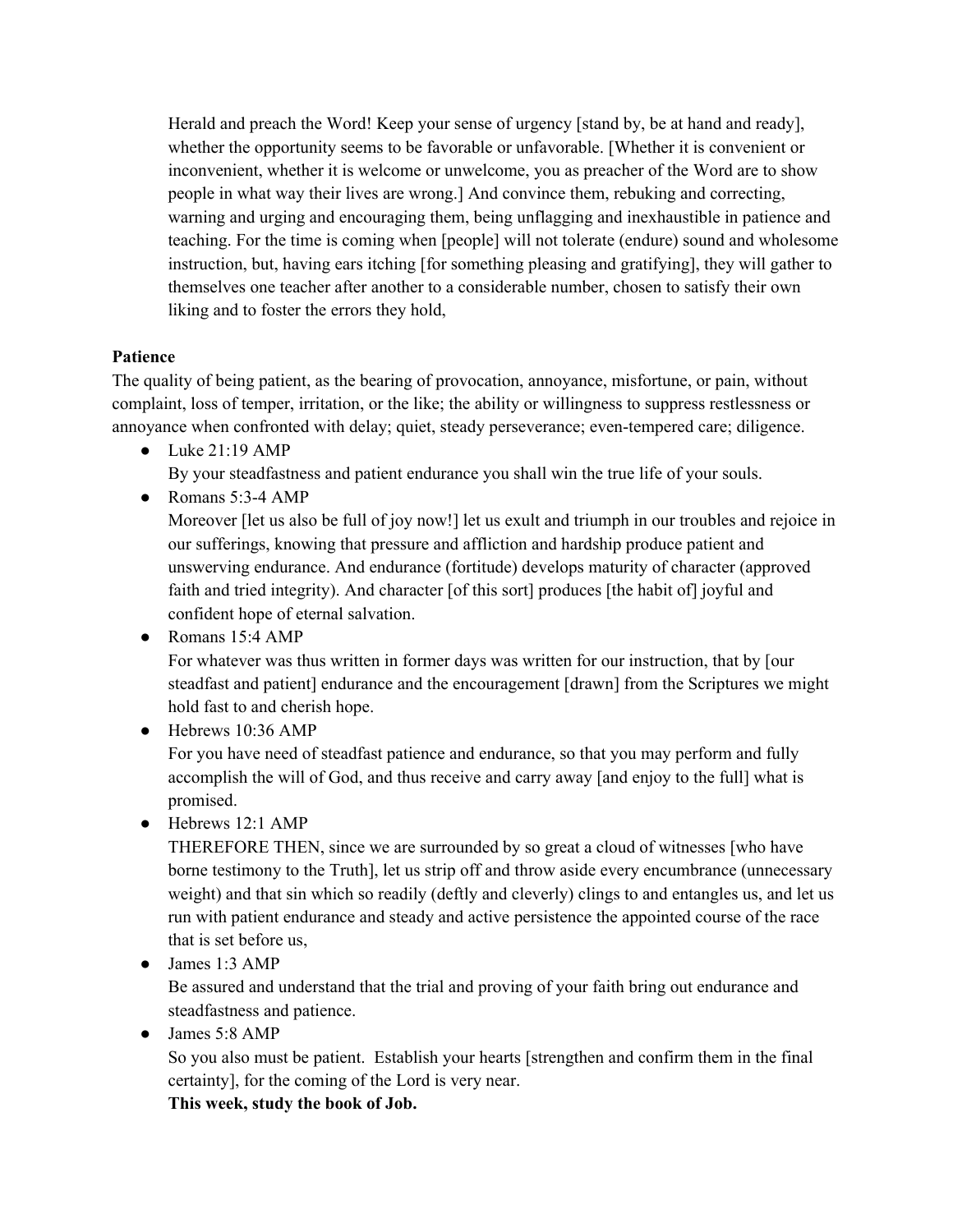Herald and preach the Word! Keep your sense of urgency [stand by, be at hand and ready], whether the opportunity seems to be favorable or unfavorable. [Whether it is convenient or inconvenient, whether it is welcome or unwelcome, you as preacher of the Word are to show people in what way their lives are wrong.] And convince them, rebuking and correcting, warning and urging and encouraging them, being unflagging and inexhaustible in patience and teaching. For the time is coming when [people] will not tolerate (endure) sound and wholesome instruction, but, having ears itching [for something pleasing and gratifying], they will gather to themselves one teacher after another to a considerable number, chosen to satisfy their own liking and to foster the errors they hold,

**Patience**

The quality of being patient, as the bearing of provocation, annoyance, misfortune, or pain, without complaint, loss of temper, irritation, or the like; the ability or willingness to suppress restlessness or annoyance when confronted with delay; quiet, steady perseverance; even-tempered care; diligence.

- Luke 21:19 AMP
  By your steadfastness and patient endurance you shall win the true life of your souls.
- Romans 5:3-4 AMP
  Moreover [let us also be full of joy now!] let us exult and triumph in our troubles and rejoice in our sufferings, knowing that pressure and affliction and hardship produce patient and unswerving endurance. And endurance (fortitude) develops maturity of character (approved faith and tried integrity). And character [of this sort] produces [the habit of] joyful and confident hope of eternal salvation.
- Romans 15:4 AMP
  For whatever was thus written in former days was written for our instruction, that by [our steadfast and patient] endurance and the encouragement [drawn] from the Scriptures we might hold fast to and cherish hope.
- Hebrews 10:36 AMP
  For you have need of steadfast patience and endurance, so that you may perform and fully accomplish the will of God, and thus receive and carry away [and enjoy to the full] what is promised.
- Hebrews 12:1 AMP
  THEREFORE THEN, since we are surrounded by so great a cloud of witnesses [who have borne testimony to the Truth], let us strip off and throw aside every encumbrance (unnecessary weight) and that sin which so readily (deftly and cleverly) clings to and entangles us, and let us run with patient endurance and steady and active persistence the appointed course of the race that is set before us,
- James 1:3 AMP
  Be assured and understand that the trial and proving of your faith bring out endurance and steadfastness and patience.
- James 5:8 AMP
  So you also must be patient. Establish your hearts [strengthen and confirm them in the final certainty], for the coming of the Lord is very near.
  **This week, study the book of Job.**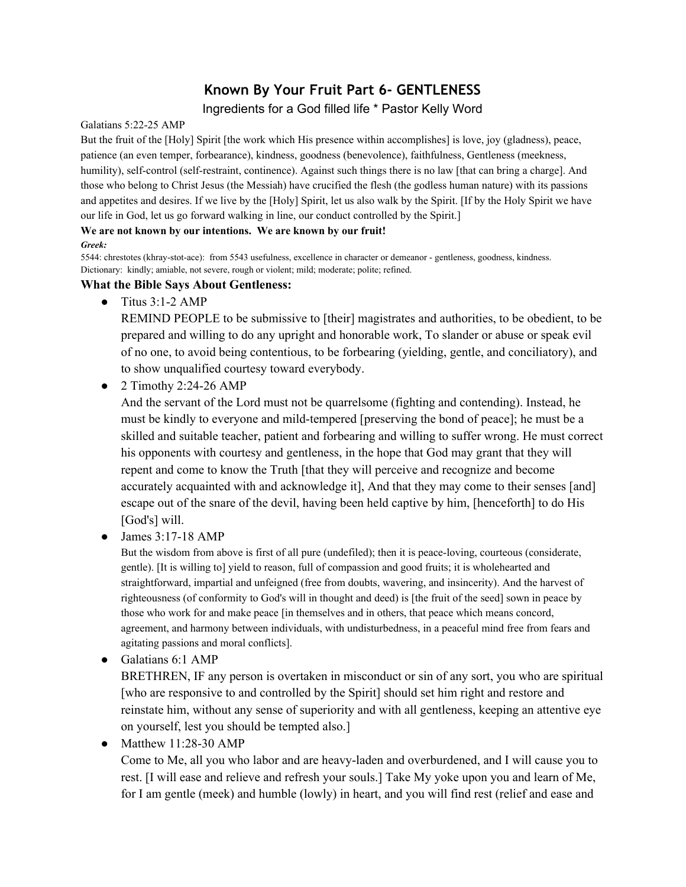# Known By Your Fruit Part 6- GENTLENESS

Ingredients for a God filled life * Pastor Kelly Word

Galatians 5:22-25 AMP

But the fruit of the [Holy] Spirit [the work which His presence within accomplishes] is love, joy (gladness), peace, patience (an even temper, forbearance), kindness, goodness (benevolence), faithfulness, Gentleness (meekness, humility), self-control (self-restraint, continence). Against such things there is no law [that can bring a charge]. And those who belong to Christ Jesus (the Messiah) have crucified the flesh (the godless human nature) with its passions and appetites and desires. If we live by the [Holy] Spirit, let us also walk by the Spirit. [If by the Holy Spirit we have our life in God, let us go forward walking in line, our conduct controlled by the Spirit.]

**We are not known by our intentions. We are known by our fruit!**

***Greek:***

5544: chrestotes (khray-stot-ace): from 5543 usefulness, excellence in character or demeanor - gentleness, goodness, kindness.
Dictionary: kindly; amiable, not severe, rough or violent; mild; moderate; polite; refined.

### What the Bible Says About Gentleness:

- Titus 3:1-2 AMP
  REMIND PEOPLE to be submissive to [their] magistrates and authorities, to be obedient, to be prepared and willing to do any upright and honorable work, To slander or abuse or speak evil of no one, to avoid being contentious, to be forbearing (yielding, gentle, and conciliatory), and to show unqualified courtesy toward everybody.
- 2 Timothy 2:24-26 AMP
  And the servant of the Lord must not be quarrelsome (fighting and contending). Instead, he must be kindly to everyone and mild-tempered [preserving the bond of peace]; he must be a skilled and suitable teacher, patient and forbearing and willing to suffer wrong. He must correct his opponents with courtesy and gentleness, in the hope that God may grant that they will repent and come to know the Truth [that they will perceive and recognize and become accurately acquainted with and acknowledge it], And that they may come to their senses [and] escape out of the snare of the devil, having been held captive by him, [henceforth] to do His [God's] will.
- James 3:17-18 AMP
  But the wisdom from above is first of all pure (undefiled); then it is peace-loving, courteous (considerate, gentle). [It is willing to] yield to reason, full of compassion and good fruits; it is wholehearted and straightforward, impartial and unfeigned (free from doubts, wavering, and insincerity). And the harvest of righteousness (of conformity to God's will in thought and deed) is [the fruit of the seed] sown in peace by those who work for and make peace [in themselves and in others, that peace which means concord, agreement, and harmony between individuals, with undisturbedness, in a peaceful mind free from fears and agitating passions and moral conflicts].
- Galatians 6:1 AMP
  BRETHREN, IF any person is overtaken in misconduct or sin of any sort, you who are spiritual [who are responsive to and controlled by the Spirit] should set him right and restore and reinstate him, without any sense of superiority and with all gentleness, keeping an attentive eye on yourself, lest you should be tempted also.]
- Matthew 11:28-30 AMP
  Come to Me, all you who labor and are heavy-laden and overburdened, and I will cause you to rest. [I will ease and relieve and refresh your souls.] Take My yoke upon you and learn of Me, for I am gentle (meek) and humble (lowly) in heart, and you will find rest (relief and ease and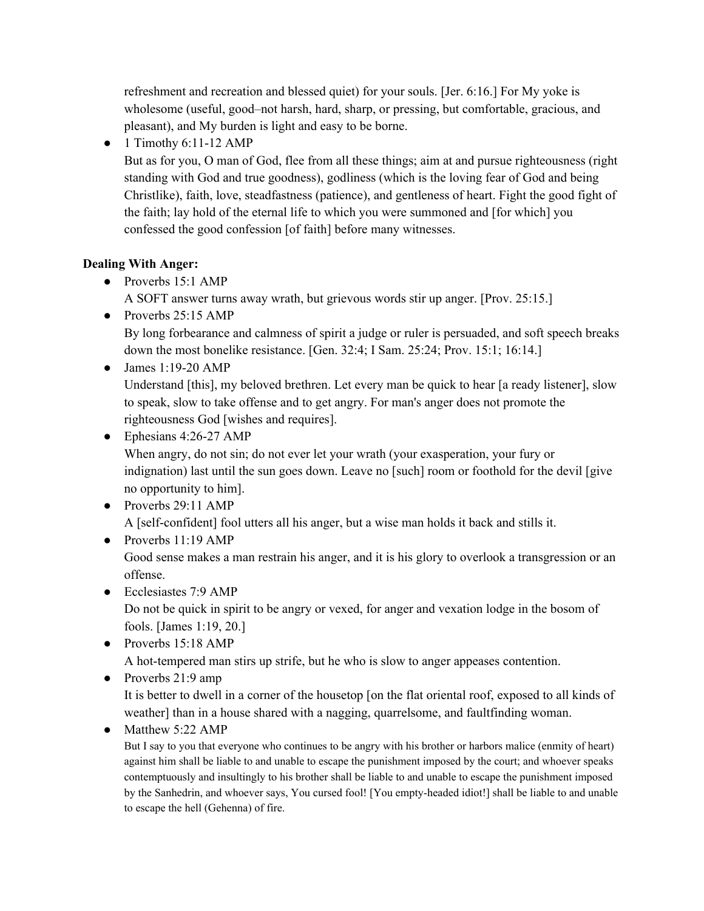refreshment and recreation and blessed quiet) for your souls. [Jer. 6:16.] For My yoke is wholesome (useful, good–not harsh, hard, sharp, or pressing, but comfortable, gracious, and pleasant), and My burden is light and easy to be borne.

- 1 Timothy 6:11-12 AMP
  But as for you, O man of God, flee from all these things; aim at and pursue righteousness (right standing with God and true goodness), godliness (which is the loving fear of God and being Christlike), faith, love, steadfastness (patience), and gentleness of heart. Fight the good fight of the faith; lay hold of the eternal life to which you were summoned and [for which] you confessed the good confession [of faith] before many witnesses.

**Dealing With Anger:**

- Proverbs 15:1 AMP
  A SOFT answer turns away wrath, but grievous words stir up anger. [Prov. 25:15.]
- Proverbs 25:15 AMP
  By long forbearance and calmness of spirit a judge or ruler is persuaded, and soft speech breaks down the most bonelike resistance. [Gen. 32:4; I Sam. 25:24; Prov. 15:1; 16:14.]
- James 1:19-20 AMP
  Understand [this], my beloved brethren. Let every man be quick to hear [a ready listener], slow to speak, slow to take offense and to get angry. For man's anger does not promote the righteousness God [wishes and requires].
- Ephesians 4:26-27 AMP
  When angry, do not sin; do not ever let your wrath (your exasperation, your fury or indignation) last until the sun goes down. Leave no [such] room or foothold for the devil [give no opportunity to him].
- Proverbs 29:11 AMP
  A [self-confident] fool utters all his anger, but a wise man holds it back and stills it.
- Proverbs 11:19 AMP
  Good sense makes a man restrain his anger, and it is his glory to overlook a transgression or an offense.
- Ecclesiastes 7:9 AMP
  Do not be quick in spirit to be angry or vexed, for anger and vexation lodge in the bosom of fools. [James 1:19, 20.]
- Proverbs 15:18 AMP
  A hot-tempered man stirs up strife, but he who is slow to anger appeases contention.
- Proverbs 21:9 amp
  It is better to dwell in a corner of the housetop [on the flat oriental roof, exposed to all kinds of weather] than in a house shared with a nagging, quarrelsome, and faultfinding woman.
- Matthew 5:22 AMP
  But I say to you that everyone who continues to be angry with his brother or harbors malice (enmity of heart) against him shall be liable to and unable to escape the punishment imposed by the court; and whoever speaks contemptuously and insultingly to his brother shall be liable to and unable to escape the punishment imposed by the Sanhedrin, and whoever says, You cursed fool! [You empty-headed idiot!] shall be liable to and unable to escape the hell (Gehenna) of fire.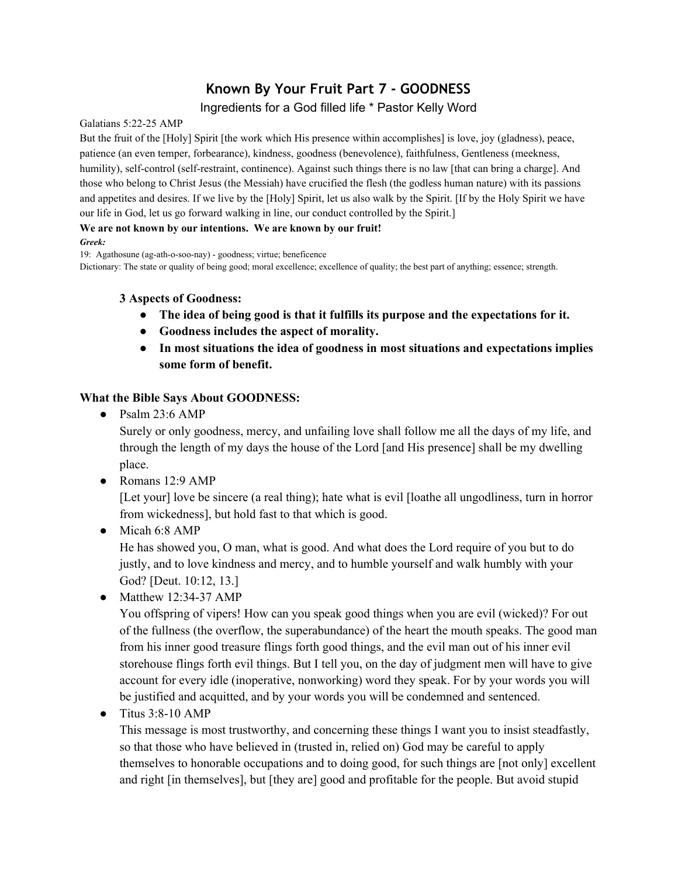# Known By Your Fruit Part 7 - GOODNESS

Ingredients for a God filled life * Pastor Kelly Word

Galatians 5:22-25 AMP

But the fruit of the [Holy] Spirit [the work which His presence within accomplishes] is love, joy (gladness), peace, patience (an even temper, forbearance), kindness, goodness (benevolence), faithfulness, Gentleness (meekness, humility), self-control (self-restraint, continence). Against such things there is no law [that can bring a charge]. And those who belong to Christ Jesus (the Messiah) have crucified the flesh (the godless human nature) with its passions and appetites and desires. If we live by the [Holy] Spirit, let us also walk by the Spirit. [If by the Holy Spirit we have our life in God, let us go forward walking in line, our conduct controlled by the Spirit.]

**We are not known by our intentions. We are known by our fruit!**

***Greek:***

19: Agathosune (ag-ath-o-soo-nay) - goodness; virtue; beneficence

Dictionary: The state or quality of being good; moral excellence; excellence of quality; the best part of anything; essence; strength.

**3 Aspects of Goodness:**

- **The idea of being good is that it fulfills its purpose and the expectations for it.**
- **Goodness includes the aspect of morality.**
- **In most situations the idea of goodness in most situations and expectations implies some form of benefit.**

**What the Bible Says About GOODNESS:**

- Psalm 23:6 AMP
  Surely or only goodness, mercy, and unfailing love shall follow me all the days of my life, and through the length of my days the house of the Lord [and His presence] shall be my dwelling place.
- Romans 12:9 AMP
  [Let your] love be sincere (a real thing); hate what is evil [loathe all ungodliness, turn in horror from wickedness], but hold fast to that which is good.
- Micah 6:8 AMP
  He has showed you, O man, what is good. And what does the Lord require of you but to do justly, and to love kindness and mercy, and to humble yourself and walk humbly with your God? [Deut. 10:12, 13.]
- Matthew 12:34-37 AMP
  You offspring of vipers! How can you speak good things when you are evil (wicked)? For out of the fullness (the overflow, the superabundance) of the heart the mouth speaks. The good man from his inner good treasure flings forth good things, and the evil man out of his inner evil storehouse flings forth evil things. But I tell you, on the day of judgment men will have to give account for every idle (inoperative, nonworking) word they speak. For by your words you will be justified and acquitted, and by your words you will be condemned and sentenced.
- Titus 3:8-10 AMP
  This message is most trustworthy, and concerning these things I want you to insist steadfastly, so that those who have believed in (trusted in, relied on) God may be careful to apply themselves to honorable occupations and to doing good, for such things are [not only] excellent and right [in themselves], but [they are] good and profitable for the people. But avoid stupid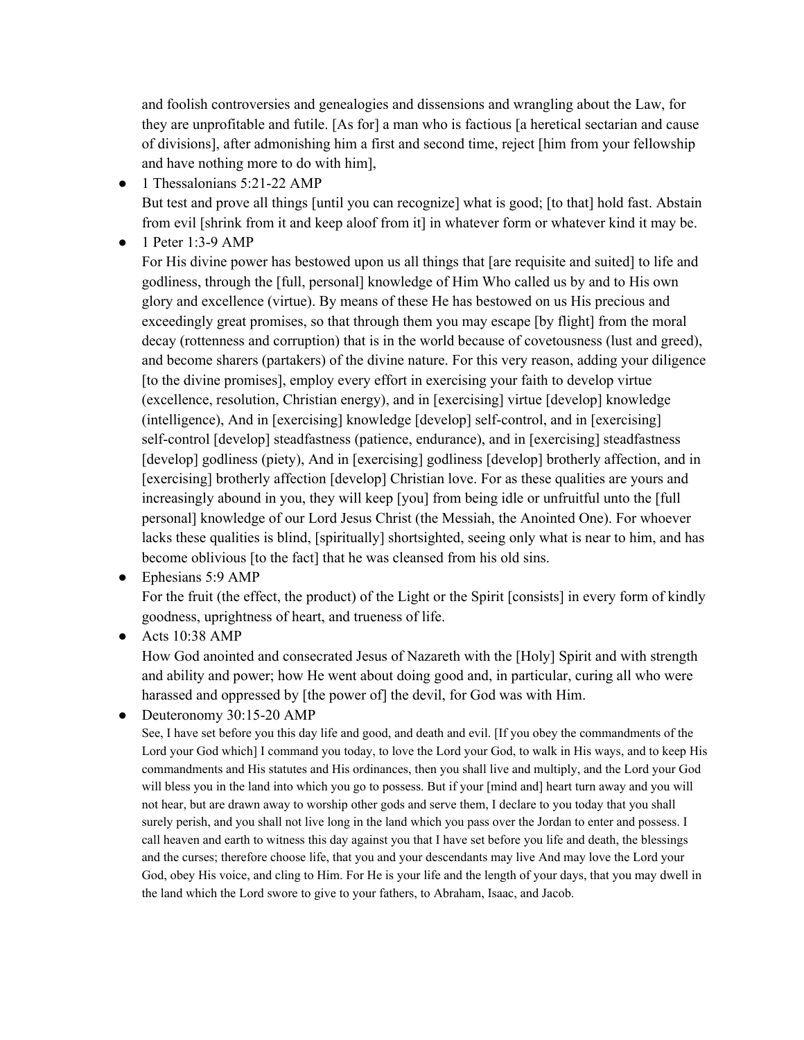and foolish controversies and genealogies and dissensions and wrangling about the Law, for they are unprofitable and futile. [As for] a man who is factious [a heretical sectarian and cause of divisions], after admonishing him a first and second time, reject [him from your fellowship and have nothing more to do with him],

- 1 Thessalonians 5:21-22 AMP
  But test and prove all things [until you can recognize] what is good; [to that] hold fast. Abstain from evil [shrink from it and keep aloof from it] in whatever form or whatever kind it may be.
- 1 Peter 1:3-9 AMP
  For His divine power has bestowed upon us all things that [are requisite and suited] to life and godliness, through the [full, personal] knowledge of Him Who called us by and to His own glory and excellence (virtue). By means of these He has bestowed on us His precious and exceedingly great promises, so that through them you may escape [by flight] from the moral decay (rottenness and corruption) that is in the world because of covetousness (lust and greed), and become sharers (partakers) of the divine nature. For this very reason, adding your diligence [to the divine promises], employ every effort in exercising your faith to develop virtue (excellence, resolution, Christian energy), and in [exercising] virtue [develop] knowledge (intelligence), And in [exercising] knowledge [develop] self-control, and in [exercising] self-control [develop] steadfastness (patience, endurance), and in [exercising] steadfastness [develop] godliness (piety), And in [exercising] godliness [develop] brotherly affection, and in [exercising] brotherly affection [develop] Christian love. For as these qualities are yours and increasingly abound in you, they will keep [you] from being idle or unfruitful unto the [full personal] knowledge of our Lord Jesus Christ (the Messiah, the Anointed One). For whoever lacks these qualities is blind, [spiritually] shortsighted, seeing only what is near to him, and has become oblivious [to the fact] that he was cleansed from his old sins.
- Ephesians 5:9 AMP
  For the fruit (the effect, the product) of the Light or the Spirit [consists] in every form of kindly goodness, uprightness of heart, and trueness of life.
- Acts 10:38 AMP
  How God anointed and consecrated Jesus of Nazareth with the [Holy] Spirit and with strength and ability and power; how He went about doing good and, in particular, curing all who were harassed and oppressed by [the power of] the devil, for God was with Him.
- Deuteronomy 30:15-20 AMP
  See, I have set before you this day life and good, and death and evil. [If you obey the commandments of the Lord your God which] I command you today, to love the Lord your God, to walk in His ways, and to keep His commandments and His statutes and His ordinances, then you shall live and multiply, and the Lord your God will bless you in the land into which you go to possess. But if your [mind and] heart turn away and you will not hear, but are drawn away to worship other gods and serve them, I declare to you today that you shall surely perish, and you shall not live long in the land which you pass over the Jordan to enter and possess. I call heaven and earth to witness this day against you that I have set before you life and death, the blessings and the curses; therefore choose life, that you and your descendants may live And may love the Lord your God, obey His voice, and cling to Him. For He is your life and the length of your days, that you may dwell in the land which the Lord swore to give to your fathers, to Abraham, Isaac, and Jacob.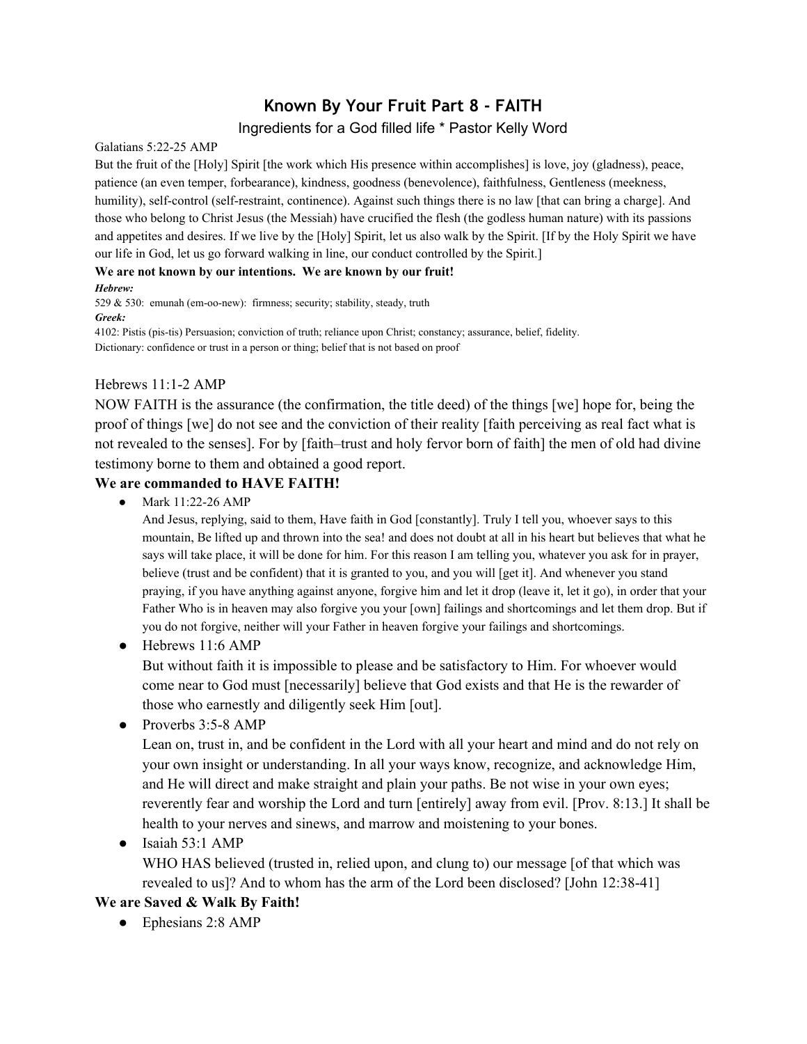# Known By Your Fruit Part 8 - FAITH

Ingredients for a God filled life * Pastor Kelly Word

Galatians 5:22-25 AMP

But the fruit of the [Holy] Spirit [the work which His presence within accomplishes] is love, joy (gladness), peace, patience (an even temper, forbearance), kindness, goodness (benevolence), faithfulness, Gentleness (meekness, humility), self-control (self-restraint, continence). Against such things there is no law [that can bring a charge]. And those who belong to Christ Jesus (the Messiah) have crucified the flesh (the godless human nature) with its passions and appetites and desires. If we live by the [Holy] Spirit, let us also walk by the Spirit. [If by the Holy Spirit we have our life in God, let us go forward walking in line, our conduct controlled by the Spirit.]

**We are not known by our intentions. We are known by our fruit!**

***Hebrew:***

529 & 530: emunah (em-oo-new): firmness; security; stability, steady, truth

***Greek:***

4102: Pistis (pis-tis) Persuasion; conviction of truth; reliance upon Christ; constancy; assurance, belief, fidelity.

Dictionary: confidence or trust in a person or thing; belief that is not based on proof

Hebrews 11:1-2 AMP

NOW FAITH is the assurance (the confirmation, the title deed) of the things [we] hope for, being the proof of things [we] do not see and the conviction of their reality [faith perceiving as real fact what is not revealed to the senses]. For by [faith–trust and holy fervor born of faith] the men of old had divine testimony borne to them and obtained a good report.

**We are commanded to HAVE FAITH!**

- Mark 11:22-26 AMP
  And Jesus, replying, said to them, Have faith in God [constantly]. Truly I tell you, whoever says to this mountain, Be lifted up and thrown into the sea! and does not doubt at all in his heart but believes that what he says will take place, it will be done for him. For this reason I am telling you, whatever you ask for in prayer, believe (trust and be confident) that it is granted to you, and you will [get it]. And whenever you stand praying, if you have anything against anyone, forgive him and let it drop (leave it, let it go), in order that your Father Who is in heaven may also forgive you your [own] failings and shortcomings and let them drop. But if you do not forgive, neither will your Father in heaven forgive your failings and shortcomings.
- Hebrews 11:6 AMP
  But without faith it is impossible to please and be satisfactory to Him. For whoever would come near to God must [necessarily] believe that God exists and that He is the rewarder of those who earnestly and diligently seek Him [out].
- Proverbs 3:5-8 AMP
  Lean on, trust in, and be confident in the Lord with all your heart and mind and do not rely on your own insight or understanding. In all your ways know, recognize, and acknowledge Him, and He will direct and make straight and plain your paths. Be not wise in your own eyes; reverently fear and worship the Lord and turn [entirely] away from evil. [Prov. 8:13.] It shall be health to your nerves and sinews, and marrow and moistening to your bones.
- Isaiah 53:1 AMP
  WHO HAS believed (trusted in, relied upon, and clung to) our message [of that which was revealed to us]? And to whom has the arm of the Lord been disclosed? [John 12:38-41]

**We are Saved & Walk By Faith!**

- Ephesians 2:8 AMP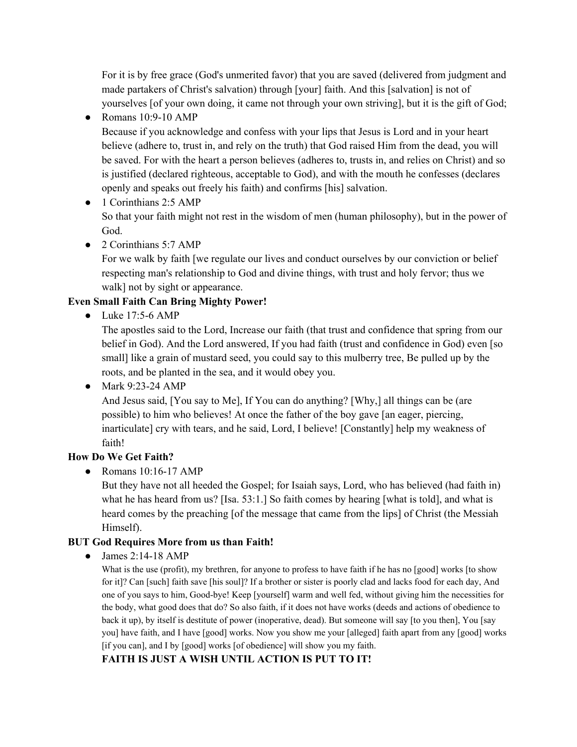For it is by free grace (God's unmerited favor) that you are saved (delivered from judgment and made partakers of Christ's salvation) through [your] faith. And this [salvation] is not of yourselves [of your own doing, it came not through your own striving], but it is the gift of God;

- Romans 10:9-10 AMP
  Because if you acknowledge and confess with your lips that Jesus is Lord and in your heart believe (adhere to, trust in, and rely on the truth) that God raised Him from the dead, you will be saved. For with the heart a person believes (adheres to, trusts in, and relies on Christ) and so is justified (declared righteous, acceptable to God), and with the mouth he confesses (declares openly and speaks out freely his faith) and confirms [his] salvation.
- 1 Corinthians 2:5 AMP
  So that your faith might not rest in the wisdom of men (human philosophy), but in the power of God.
- 2 Corinthians 5:7 AMP
  For we walk by faith [we regulate our lives and conduct ourselves by our conviction or belief respecting man's relationship to God and divine things, with trust and holy fervor; thus we walk] not by sight or appearance.

**Even Small Faith Can Bring Mighty Power!**

- Luke 17:5-6 AMP
  The apostles said to the Lord, Increase our faith (that trust and confidence that spring from our belief in God). And the Lord answered, If you had faith (trust and confidence in God) even [so small] like a grain of mustard seed, you could say to this mulberry tree, Be pulled up by the roots, and be planted in the sea, and it would obey you.
- Mark 9:23-24 AMP
  And Jesus said, [You say to Me], If You can do anything? [Why,] all things can be (are possible) to him who believes! At once the father of the boy gave [an eager, piercing, inarticulate] cry with tears, and he said, Lord, I believe! [Constantly] help my weakness of faith!

**How Do We Get Faith?**

- Romans 10:16-17 AMP
  But they have not all heeded the Gospel; for Isaiah says, Lord, who has believed (had faith in) what he has heard from us? [Isa. 53:1.] So faith comes by hearing [what is told], and what is heard comes by the preaching [of the message that came from the lips] of Christ (the Messiah Himself).

**BUT God Requires More from us than Faith!**

- James 2:14-18 AMP
  What is the use (profit), my brethren, for anyone to profess to have faith if he has no [good] works [to show for it]? Can [such] faith save [his soul]? If a brother or sister is poorly clad and lacks food for each day, And one of you says to him, Good-bye! Keep [yourself] warm and well fed, without giving him the necessities for the body, what good does that do? So also faith, if it does not have works (deeds and actions of obedience to back it up), by itself is destitute of power (inoperative, dead). But someone will say [to you then], You [say you] have faith, and I have [good] works. Now you show me your [alleged] faith apart from any [good] works [if you can], and I by [good] works [of obedience] will show you my faith.

  **FAITH IS JUST A WISH UNTIL ACTION IS PUT TO IT!**